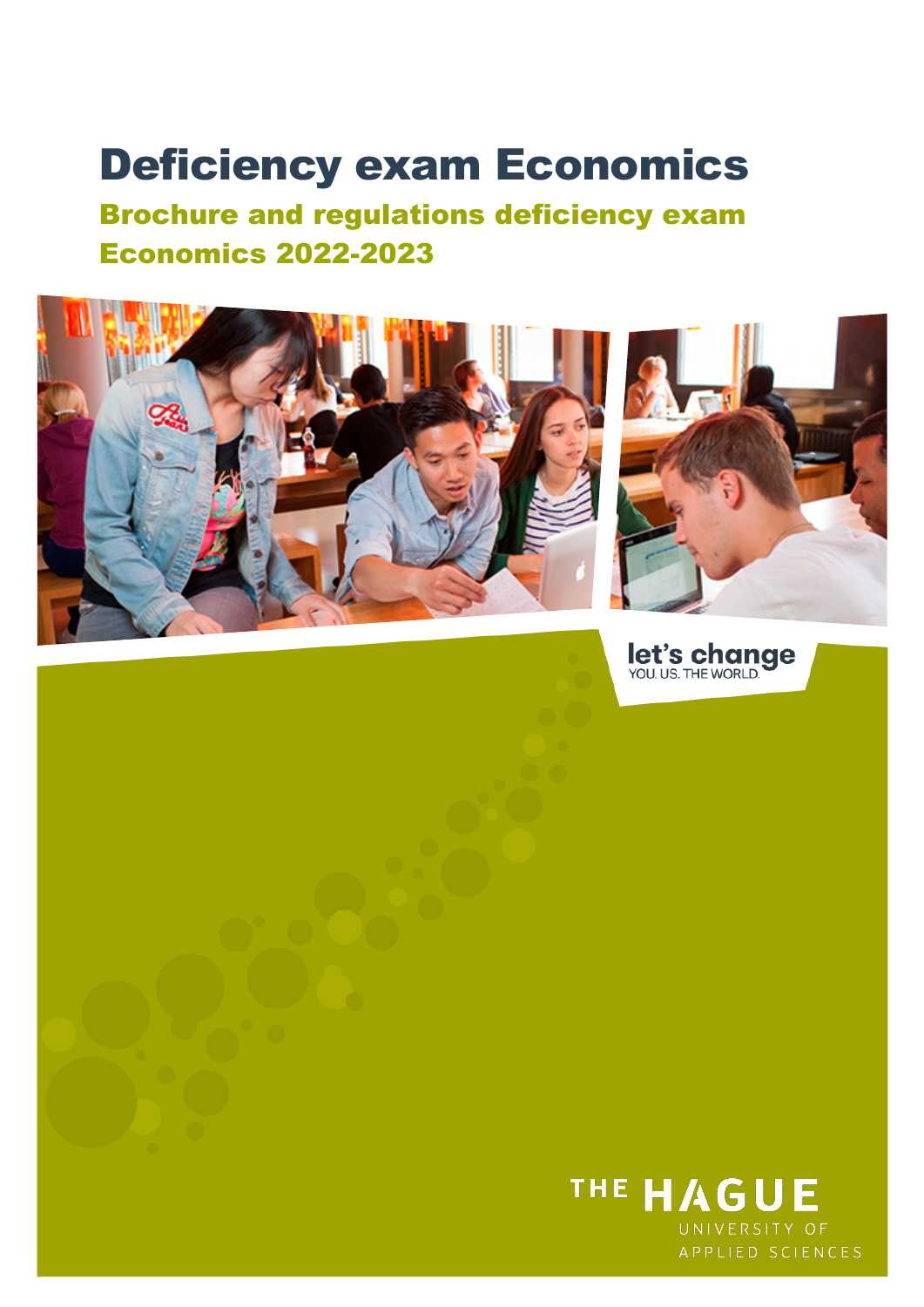# Deficiency exam Economics

## Brochure and regulations deficiency exam Economics 2022-2023

let's change
YOU. US. THE WORLD.

THE HAGUE
UNIVERSITY OF
APPLIED SCIENCES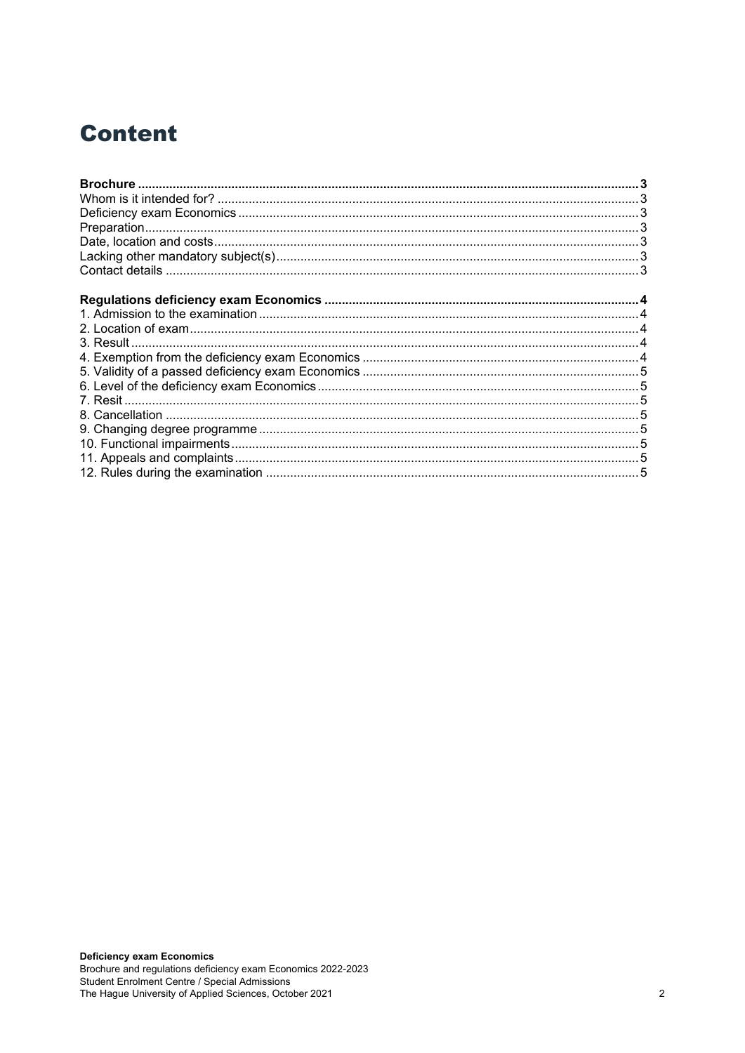# Content

**Brochure** .......... **3**
Whom is it intended for? .......... 3
Deficiency exam Economics .......... 3
Preparation .......... 3
Date, location and costs .......... 3
Lacking other mandatory subject(s) .......... 3
Contact details .......... 3

**Regulations deficiency exam Economics** .......... **4**
1. Admission to the examination .......... 4
2. Location of exam .......... 4
3. Result .......... 4
4. Exemption from the deficiency exam Economics .......... 4
5. Validity of a passed deficiency exam Economics .......... 5
6. Level of the deficiency exam Economics .......... 5
7. Resit .......... 5
8. Cancellation .......... 5
9. Changing degree programme .......... 5
10. Functional impairments .......... 5
11. Appeals and complaints .......... 5
12. Rules during the examination .......... 5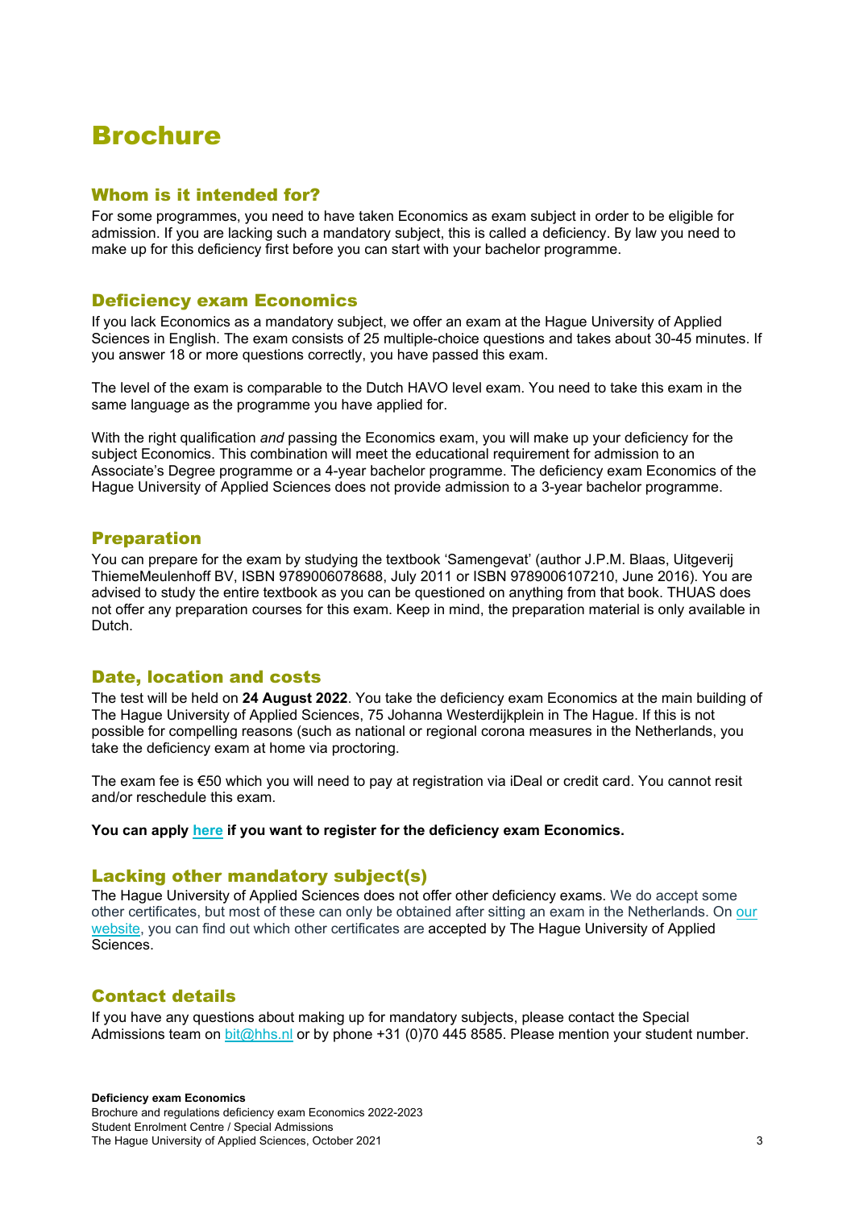# Brochure

## Whom is it intended for?

For some programmes, you need to have taken Economics as exam subject in order to be eligible for admission. If you are lacking such a mandatory subject, this is called a deficiency. By law you need to make up for this deficiency first before you can start with your bachelor programme.

## Deficiency exam Economics

If you lack Economics as a mandatory subject, we offer an exam at the Hague University of Applied Sciences in English. The exam consists of 25 multiple-choice questions and takes about 30-45 minutes. If you answer 18 or more questions correctly, you have passed this exam.

The level of the exam is comparable to the Dutch HAVO level exam. You need to take this exam in the same language as the programme you have applied for.

With the right qualification *and* passing the Economics exam, you will make up your deficiency for the subject Economics. This combination will meet the educational requirement for admission to an Associate's Degree programme or a 4-year bachelor programme. The deficiency exam Economics of the Hague University of Applied Sciences does not provide admission to a 3-year bachelor programme.

## Preparation

You can prepare for the exam by studying the textbook 'Samengevat' (author J.P.M. Blaas, Uitgeverij ThiemeMeulenhoff BV, ISBN 9789006078688, July 2011 or ISBN 9789006107210, June 2016). You are advised to study the entire textbook as you can be questioned on anything from that book. THUAS does not offer any preparation courses for this exam. Keep in mind, the preparation material is only available in Dutch.

## Date, location and costs

The test will be held on **24 August 2022**. You take the deficiency exam Economics at the main building of The Hague University of Applied Sciences, 75 Johanna Westerdijkplein in The Hague. If this is not possible for compelling reasons (such as national or regional corona measures in the Netherlands, you take the deficiency exam at home via proctoring.

The exam fee is €50 which you will need to pay at registration via iDeal or credit card. You cannot resit and/or reschedule this exam.

**You can apply here if you want to register for the deficiency exam Economics.**

## Lacking other mandatory subject(s)

The Hague University of Applied Sciences does not offer other deficiency exams. We do accept some other certificates, but most of these can only be obtained after sitting an exam in the Netherlands. On our website, you can find out which other certificates are accepted by The Hague University of Applied Sciences.

## Contact details

If you have any questions about making up for mandatory subjects, please contact the Special Admissions team on bit@hhs.nl or by phone +31 (0)70 445 8585. Please mention your student number.

**Deficiency exam Economics**
Brochure and regulations deficiency exam Economics 2022-2023
Student Enrolment Centre / Special Admissions
The Hague University of Applied Sciences, October 2021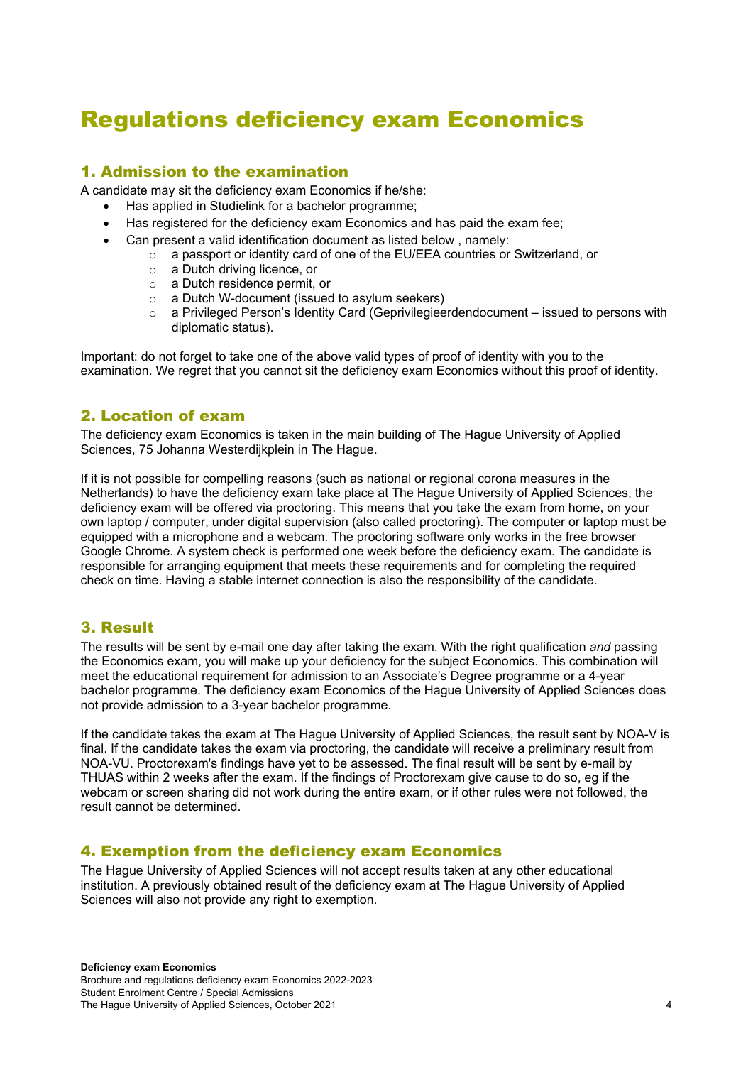# Regulations deficiency exam Economics

## 1. Admission to the examination

A candidate may sit the deficiency exam Economics if he/she:

- Has applied in Studielink for a bachelor programme;
- Has registered for the deficiency exam Economics and has paid the exam fee;
- Can present a valid identification document as listed below , namely:
  - a passport or identity card of one of the EU/EEA countries or Switzerland, or
  - a Dutch driving licence, or
  - a Dutch residence permit, or
  - a Dutch W-document (issued to asylum seekers)
  - a Privileged Person's Identity Card (Geprivilegieerdendocument – issued to persons with diplomatic status).

Important: do not forget to take one of the above valid types of proof of identity with you to the examination. We regret that you cannot sit the deficiency exam Economics without this proof of identity.

## 2. Location of exam

The deficiency exam Economics is taken in the main building of The Hague University of Applied Sciences, 75 Johanna Westerdijkplein in The Hague.

If it is not possible for compelling reasons (such as national or regional corona measures in the Netherlands) to have the deficiency exam take place at The Hague University of Applied Sciences, the deficiency exam will be offered via proctoring. This means that you take the exam from home, on your own laptop / computer, under digital supervision (also called proctoring). The computer or laptop must be equipped with a microphone and a webcam. The proctoring software only works in the free browser Google Chrome. A system check is performed one week before the deficiency exam. The candidate is responsible for arranging equipment that meets these requirements and for completing the required check on time. Having a stable internet connection is also the responsibility of the candidate.

## 3. Result

The results will be sent by e-mail one day after taking the exam. With the right qualification *and* passing the Economics exam, you will make up your deficiency for the subject Economics. This combination will meet the educational requirement for admission to an Associate's Degree programme or a 4-year bachelor programme. The deficiency exam Economics of the Hague University of Applied Sciences does not provide admission to a 3-year bachelor programme.

If the candidate takes the exam at The Hague University of Applied Sciences, the result sent by NOA-V is final. If the candidate takes the exam via proctoring, the candidate will receive a preliminary result from NOA-VU. Proctorexam's findings have yet to be assessed. The final result will be sent by e-mail by THUAS within 2 weeks after the exam. If the findings of Proctorexam give cause to do so, eg if the webcam or screen sharing did not work during the entire exam, or if other rules were not followed, the result cannot be determined.

## 4. Exemption from the deficiency exam Economics

The Hague University of Applied Sciences will not accept results taken at any other educational institution. A previously obtained result of the deficiency exam at The Hague University of Applied Sciences will also not provide any right to exemption.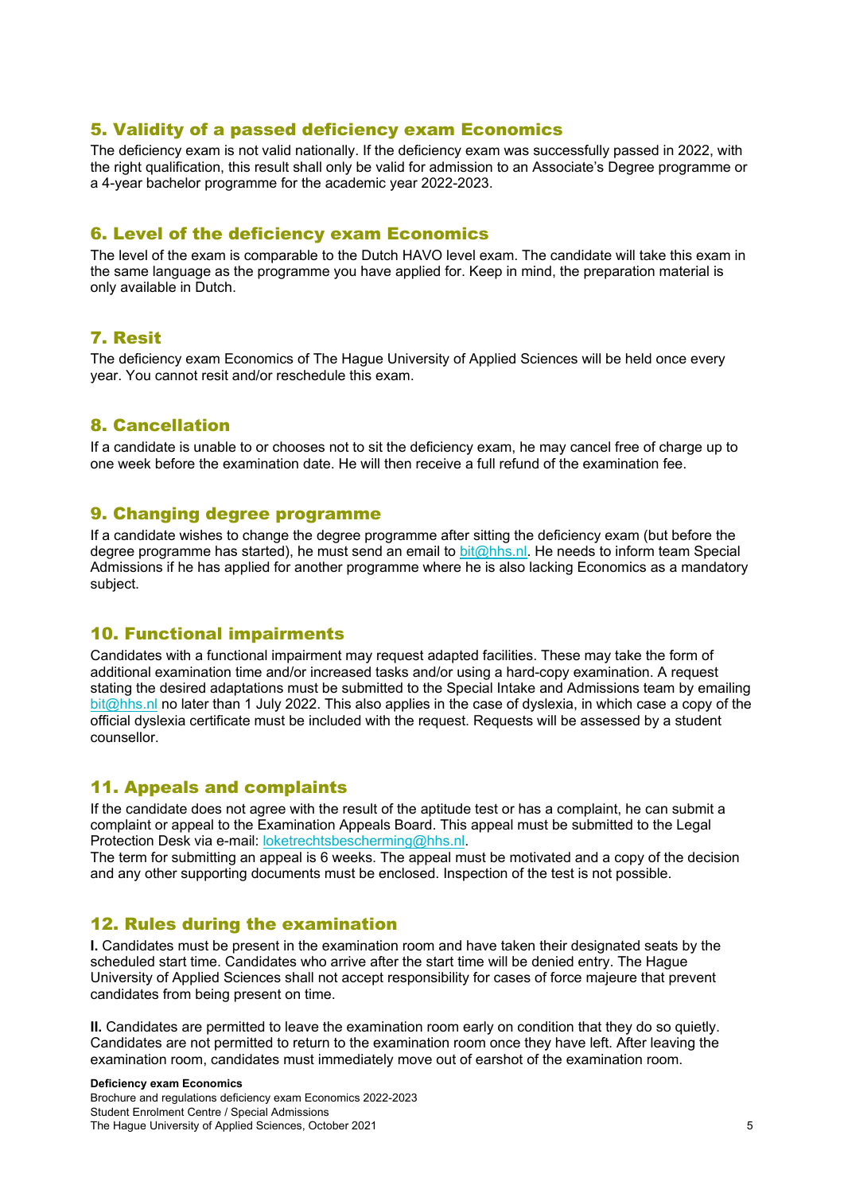## 5. Validity of a passed deficiency exam Economics

The deficiency exam is not valid nationally. If the deficiency exam was successfully passed in 2022, with the right qualification, this result shall only be valid for admission to an Associate's Degree programme or a 4-year bachelor programme for the academic year 2022-2023.

## 6. Level of the deficiency exam Economics

The level of the exam is comparable to the Dutch HAVO level exam. The candidate will take this exam in the same language as the programme you have applied for. Keep in mind, the preparation material is only available in Dutch.

## 7. Resit

The deficiency exam Economics of The Hague University of Applied Sciences will be held once every year. You cannot resit and/or reschedule this exam.

## 8. Cancellation

If a candidate is unable to or chooses not to sit the deficiency exam, he may cancel free of charge up to one week before the examination date. He will then receive a full refund of the examination fee.

## 9. Changing degree programme

If a candidate wishes to change the degree programme after sitting the deficiency exam (but before the degree programme has started), he must send an email to bit@hhs.nl. He needs to inform team Special Admissions if he has applied for another programme where he is also lacking Economics as a mandatory subject.

## 10. Functional impairments

Candidates with a functional impairment may request adapted facilities. These may take the form of additional examination time and/or increased tasks and/or using a hard-copy examination. A request stating the desired adaptations must be submitted to the Special Intake and Admissions team by emailing bit@hhs.nl no later than 1 July 2022. This also applies in the case of dyslexia, in which case a copy of the official dyslexia certificate must be included with the request. Requests will be assessed by a student counsellor.

## 11. Appeals and complaints

If the candidate does not agree with the result of the aptitude test or has a complaint, he can submit a complaint or appeal to the Examination Appeals Board. This appeal must be submitted to the Legal Protection Desk via e-mail: loketrechtsbescherming@hhs.nl.
The term for submitting an appeal is 6 weeks. The appeal must be motivated and a copy of the decision and any other supporting documents must be enclosed. Inspection of the test is not possible.

## 12. Rules during the examination

**I.** Candidates must be present in the examination room and have taken their designated seats by the scheduled start time. Candidates who arrive after the start time will be denied entry. The Hague University of Applied Sciences shall not accept responsibility for cases of force majeure that prevent candidates from being present on time.

**II.** Candidates are permitted to leave the examination room early on condition that they do so quietly. Candidates are not permitted to return to the examination room once they have left. After leaving the examination room, candidates must immediately move out of earshot of the examination room.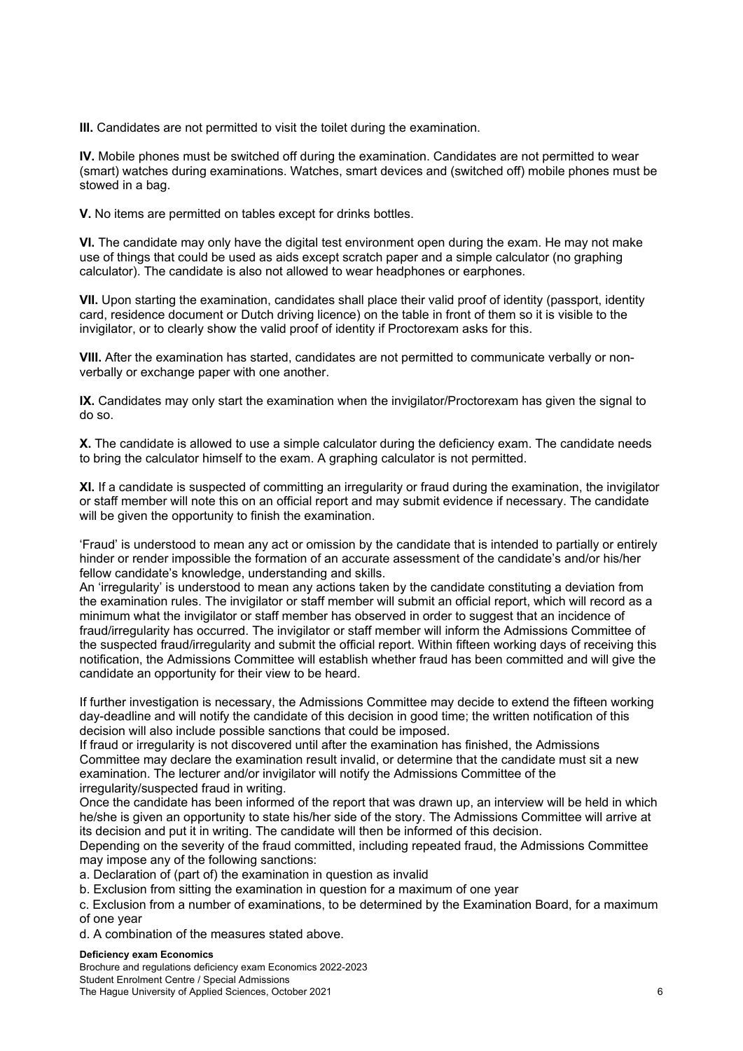**III.** Candidates are not permitted to visit the toilet during the examination.

**IV.** Mobile phones must be switched off during the examination. Candidates are not permitted to wear (smart) watches during examinations. Watches, smart devices and (switched off) mobile phones must be stowed in a bag.

**V.** No items are permitted on tables except for drinks bottles.

**VI.** The candidate may only have the digital test environment open during the exam. He may not make use of things that could be used as aids except scratch paper and a simple calculator (no graphing calculator). The candidate is also not allowed to wear headphones or earphones.

**VII.** Upon starting the examination, candidates shall place their valid proof of identity (passport, identity card, residence document or Dutch driving licence) on the table in front of them so it is visible to the invigilator, or to clearly show the valid proof of identity if Proctorexam asks for this.

**VIII.** After the examination has started, candidates are not permitted to communicate verbally or non-verbally or exchange paper with one another.

**IX.** Candidates may only start the examination when the invigilator/Proctorexam has given the signal to do so.

**X.** The candidate is allowed to use a simple calculator during the deficiency exam. The candidate needs to bring the calculator himself to the exam. A graphing calculator is not permitted.

**XI.** If a candidate is suspected of committing an irregularity or fraud during the examination, the invigilator or staff member will note this on an official report and may submit evidence if necessary. The candidate will be given the opportunity to finish the examination.

'Fraud' is understood to mean any act or omission by the candidate that is intended to partially or entirely hinder or render impossible the formation of an accurate assessment of the candidate's and/or his/her fellow candidate's knowledge, understanding and skills.
An 'irregularity' is understood to mean any actions taken by the candidate constituting a deviation from the examination rules. The invigilator or staff member will submit an official report, which will record as a minimum what the invigilator or staff member has observed in order to suggest that an incidence of fraud/irregularity has occurred. The invigilator or staff member will inform the Admissions Committee of the suspected fraud/irregularity and submit the official report. Within fifteen working days of receiving this notification, the Admissions Committee will establish whether fraud has been committed and will give the candidate an opportunity for their view to be heard.

If further investigation is necessary, the Admissions Committee may decide to extend the fifteen working day-deadline and will notify the candidate of this decision in good time; the written notification of this decision will also include possible sanctions that could be imposed.
If fraud or irregularity is not discovered until after the examination has finished, the Admissions Committee may declare the examination result invalid, or determine that the candidate must sit a new examination. The lecturer and/or invigilator will notify the Admissions Committee of the irregularity/suspected fraud in writing.
Once the candidate has been informed of the report that was drawn up, an interview will be held in which he/she is given an opportunity to state his/her side of the story. The Admissions Committee will arrive at its decision and put it in writing. The candidate will then be informed of this decision.
Depending on the severity of the fraud committed, including repeated fraud, the Admissions Committee may impose any of the following sanctions:

a. Declaration of (part of) the examination in question as invalid
b. Exclusion from sitting the examination in question for a maximum of one year
c. Exclusion from a number of examinations, to be determined by the Examination Board, for a maximum of one year
d. A combination of the measures stated above.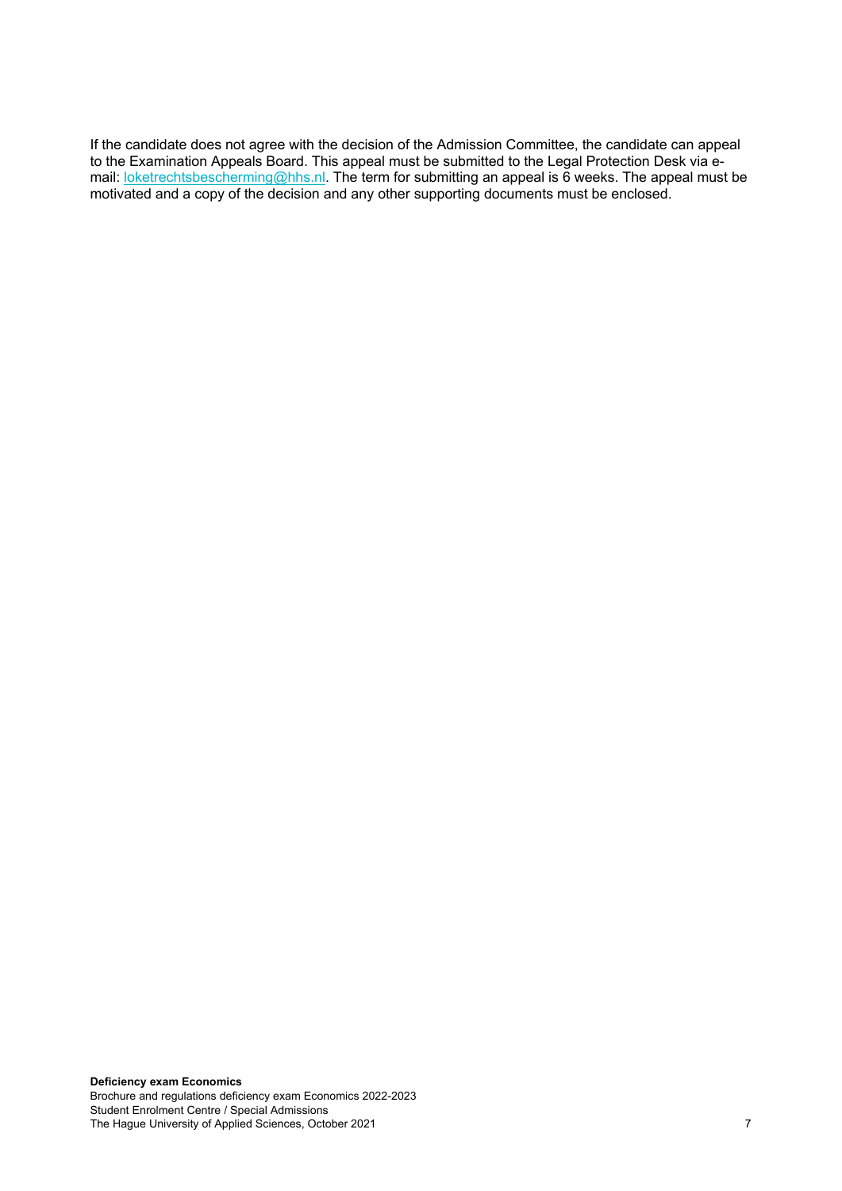If the candidate does not agree with the decision of the Admission Committee, the candidate can appeal to the Examination Appeals Board. This appeal must be submitted to the Legal Protection Desk via e-mail: [loketrechtsbescherming@hhs.nl](mailto:loketrechtsbescherming@hhs.nl). The term for submitting an appeal is 6 weeks. The appeal must be motivated and a copy of the decision and any other supporting documents must be enclosed.